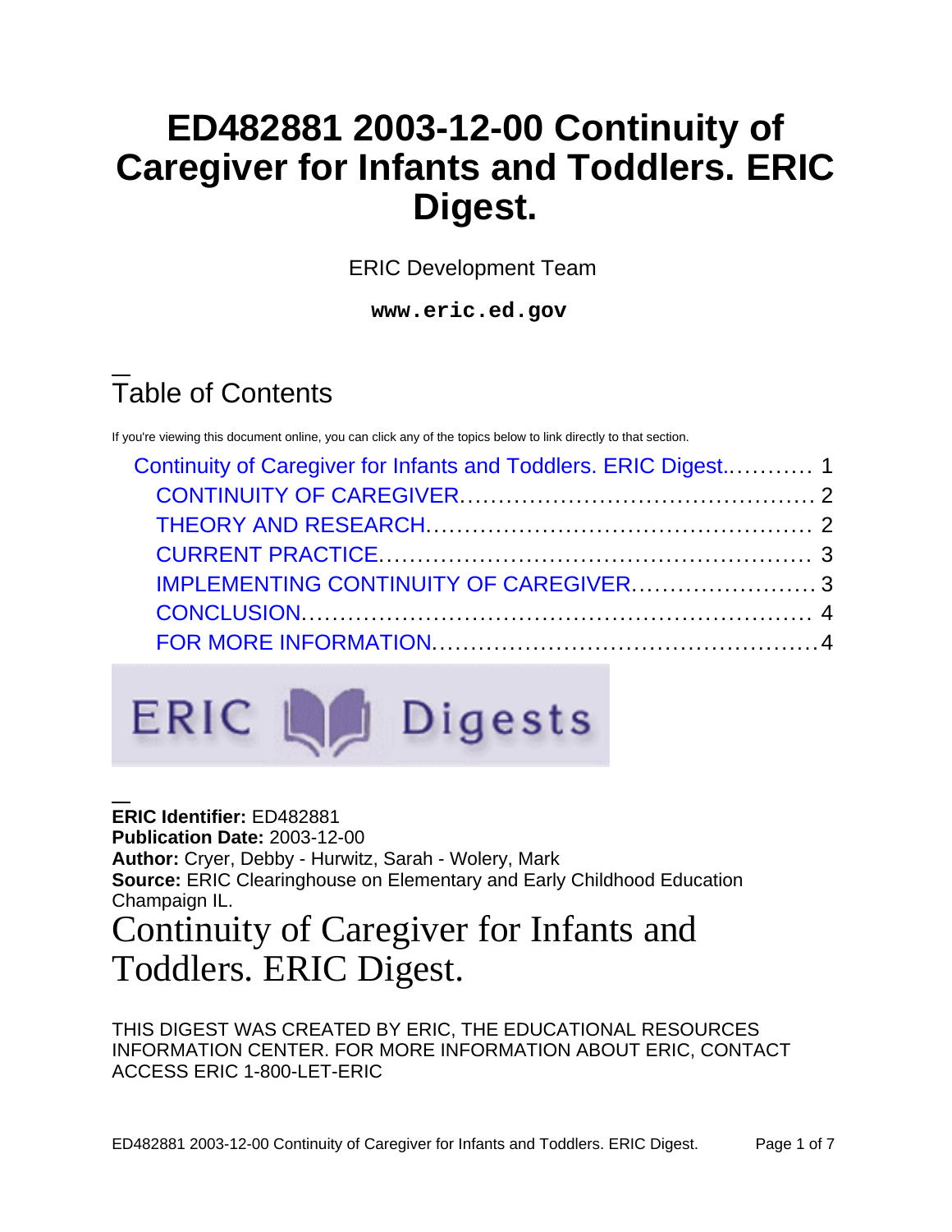# ED482881 2003-12-00 Continuity of Caregiver for Infants and Toddlers. ERIC Digest.

ERIC Development Team

**www.eric.ed.gov**

## Table of Contents

If you're viewing this document online, you can click any of the topics below to link directly to that section.

- Continuity of Caregiver for Infants and Toddlers. ERIC Digest............ 1
  - CONTINUITY OF CAREGIVER............................................. 2
  - THEORY AND RESEARCH................................................. 2
  - CURRENT PRACTICE...................................................... 3
  - IMPLEMENTING CONTINUITY OF CAREGIVER........................ 3
  - CONCLUSION.................................................................. 4
  - FOR MORE INFORMATION................................................. 4

ERIC Digests

**ERIC Identifier:** ED482881
**Publication Date:** 2003-12-00
**Author:** Cryer, Debby - Hurwitz, Sarah - Wolery, Mark
**Source:** ERIC Clearinghouse on Elementary and Early Childhood Education Champaign IL.

# Continuity of Caregiver for Infants and Toddlers. ERIC Digest.

THIS DIGEST WAS CREATED BY ERIC, THE EDUCATIONAL RESOURCES INFORMATION CENTER. FOR MORE INFORMATION ABOUT ERIC, CONTACT ACCESS ERIC 1-800-LET-ERIC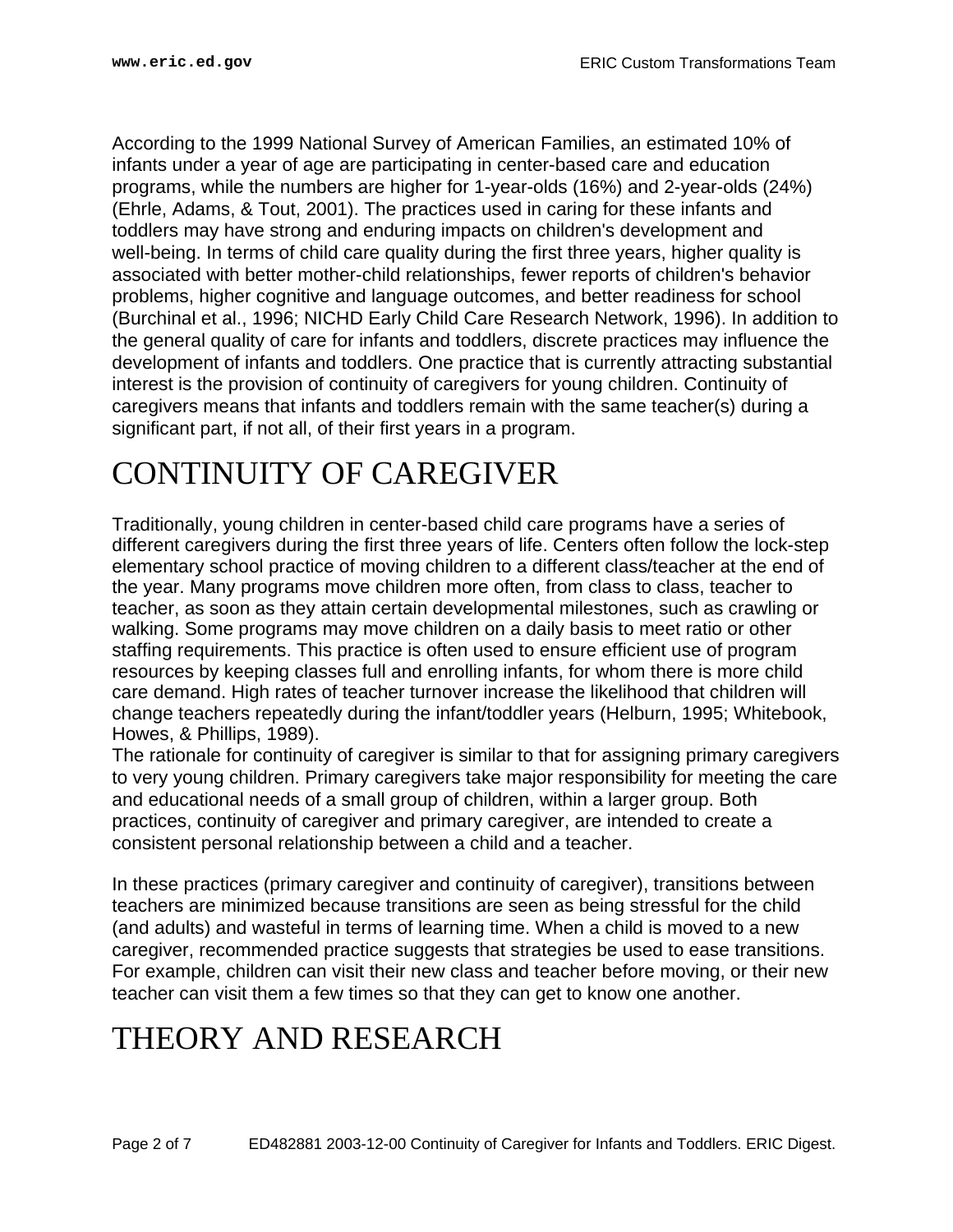According to the 1999 National Survey of American Families, an estimated 10% of infants under a year of age are participating in center-based care and education programs, while the numbers are higher for 1-year-olds (16%) and 2-year-olds (24%) (Ehrle, Adams, & Tout, 2001). The practices used in caring for these infants and toddlers may have strong and enduring impacts on children's development and well-being. In terms of child care quality during the first three years, higher quality is associated with better mother-child relationships, fewer reports of children's behavior problems, higher cognitive and language outcomes, and better readiness for school (Burchinal et al., 1996; NICHD Early Child Care Research Network, 1996). In addition to the general quality of care for infants and toddlers, discrete practices may influence the development of infants and toddlers. One practice that is currently attracting substantial interest is the provision of continuity of caregivers for young children. Continuity of caregivers means that infants and toddlers remain with the same teacher(s) during a significant part, if not all, of their first years in a program.

# CONTINUITY OF CAREGIVER

Traditionally, young children in center-based child care programs have a series of different caregivers during the first three years of life. Centers often follow the lock-step elementary school practice of moving children to a different class/teacher at the end of the year. Many programs move children more often, from class to class, teacher to teacher, as soon as they attain certain developmental milestones, such as crawling or walking. Some programs may move children on a daily basis to meet ratio or other staffing requirements. This practice is often used to ensure efficient use of program resources by keeping classes full and enrolling infants, for whom there is more child care demand. High rates of teacher turnover increase the likelihood that children will change teachers repeatedly during the infant/toddler years (Helburn, 1995; Whitebook, Howes, & Phillips, 1989).

The rationale for continuity of caregiver is similar to that for assigning primary caregivers to very young children. Primary caregivers take major responsibility for meeting the care and educational needs of a small group of children, within a larger group. Both practices, continuity of caregiver and primary caregiver, are intended to create a consistent personal relationship between a child and a teacher.

In these practices (primary caregiver and continuity of caregiver), transitions between teachers are minimized because transitions are seen as being stressful for the child (and adults) and wasteful in terms of learning time. When a child is moved to a new caregiver, recommended practice suggests that strategies be used to ease transitions. For example, children can visit their new class and teacher before moving, or their new teacher can visit them a few times so that they can get to know one another.

# THEORY AND RESEARCH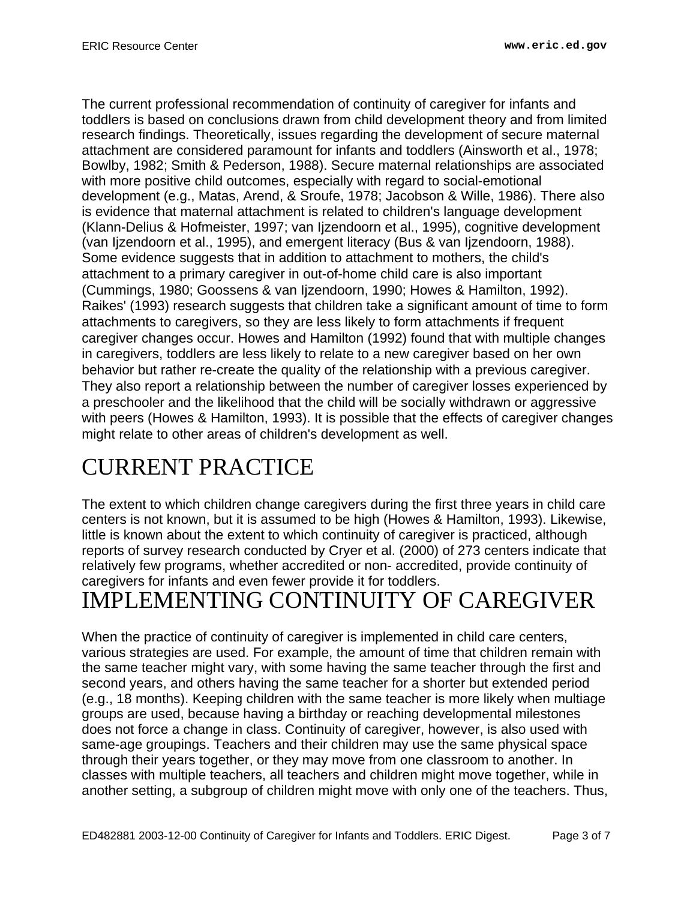The current professional recommendation of continuity of caregiver for infants and toddlers is based on conclusions drawn from child development theory and from limited research findings. Theoretically, issues regarding the development of secure maternal attachment are considered paramount for infants and toddlers (Ainsworth et al., 1978; Bowlby, 1982; Smith & Pederson, 1988). Secure maternal relationships are associated with more positive child outcomes, especially with regard to social-emotional development (e.g., Matas, Arend, & Sroufe, 1978; Jacobson & Wille, 1986). There also is evidence that maternal attachment is related to children's language development (Klann-Delius & Hofmeister, 1997; van Ijzendoorn et al., 1995), cognitive development (van Ijzendoorn et al., 1995), and emergent literacy (Bus & van Ijzendoorn, 1988). Some evidence suggests that in addition to attachment to mothers, the child's attachment to a primary caregiver in out-of-home child care is also important (Cummings, 1980; Goossens & van Ijzendoorn, 1990; Howes & Hamilton, 1992). Raikes' (1993) research suggests that children take a significant amount of time to form attachments to caregivers, so they are less likely to form attachments if frequent caregiver changes occur. Howes and Hamilton (1992) found that with multiple changes in caregivers, toddlers are less likely to relate to a new caregiver based on her own behavior but rather re-create the quality of the relationship with a previous caregiver. They also report a relationship between the number of caregiver losses experienced by a preschooler and the likelihood that the child will be socially withdrawn or aggressive with peers (Howes & Hamilton, 1993). It is possible that the effects of caregiver changes might relate to other areas of children's development as well.

# CURRENT PRACTICE

The extent to which children change caregivers during the first three years in child care centers is not known, but it is assumed to be high (Howes & Hamilton, 1993). Likewise, little is known about the extent to which continuity of caregiver is practiced, although reports of survey research conducted by Cryer et al. (2000) of 273 centers indicate that relatively few programs, whether accredited or non- accredited, provide continuity of caregivers for infants and even fewer provide it for toddlers.

# IMPLEMENTING CONTINUITY OF CAREGIVER

When the practice of continuity of caregiver is implemented in child care centers, various strategies are used. For example, the amount of time that children remain with the same teacher might vary, with some having the same teacher through the first and second years, and others having the same teacher for a shorter but extended period (e.g., 18 months). Keeping children with the same teacher is more likely when multiage groups are used, because having a birthday or reaching developmental milestones does not force a change in class. Continuity of caregiver, however, is also used with same-age groupings. Teachers and their children may use the same physical space through their years together, or they may move from one classroom to another. In classes with multiple teachers, all teachers and children might move together, while in another setting, a subgroup of children might move with only one of the teachers. Thus,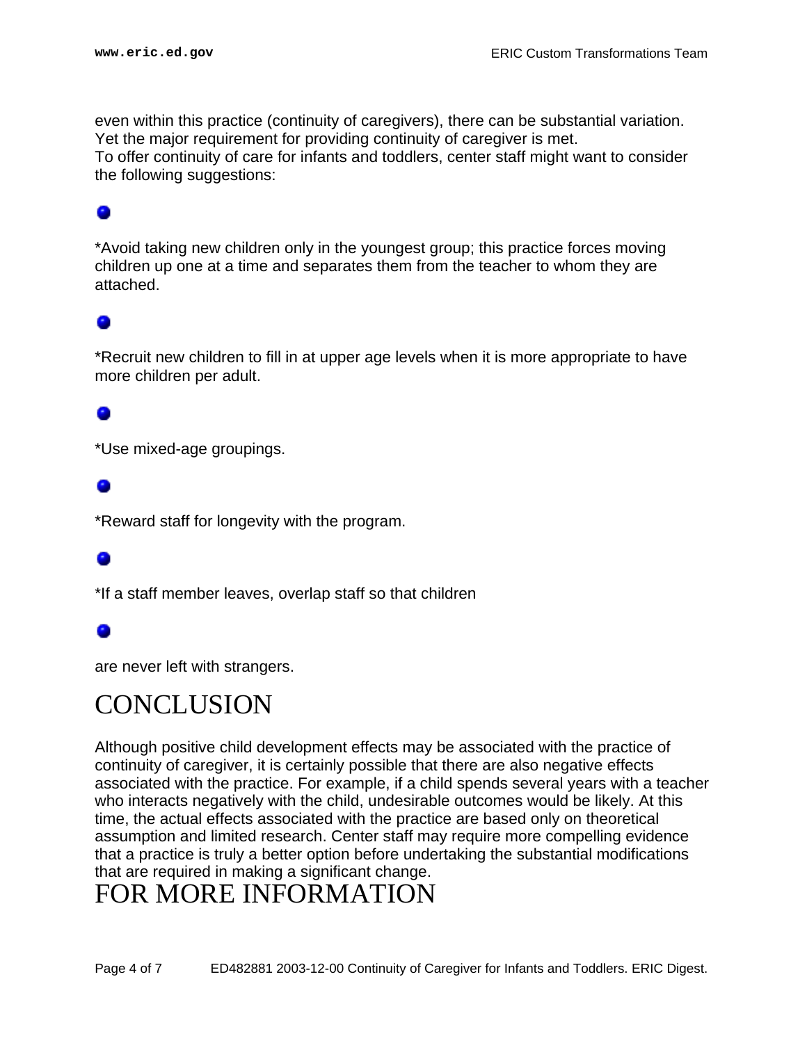even within this practice (continuity of caregivers), there can be substantial variation. Yet the major requirement for providing continuity of caregiver is met.

To offer continuity of care for infants and toddlers, center staff might want to consider the following suggestions:

- *Avoid taking new children only in the youngest group; this practice forces moving children up one at a time and separates them from the teacher to whom they are attached.
- *Recruit new children to fill in at upper age levels when it is more appropriate to have more children per adult.
- *Use mixed-age groupings.
- *Reward staff for longevity with the program.
- *If a staff member leaves, overlap staff so that children
- are never left with strangers.

# CONCLUSION

Although positive child development effects may be associated with the practice of continuity of caregiver, it is certainly possible that there are also negative effects associated with the practice. For example, if a child spends several years with a teacher who interacts negatively with the child, undesirable outcomes would be likely. At this time, the actual effects associated with the practice are based only on theoretical assumption and limited research. Center staff may require more compelling evidence that a practice is truly a better option before undertaking the substantial modifications that are required in making a significant change.

# FOR MORE INFORMATION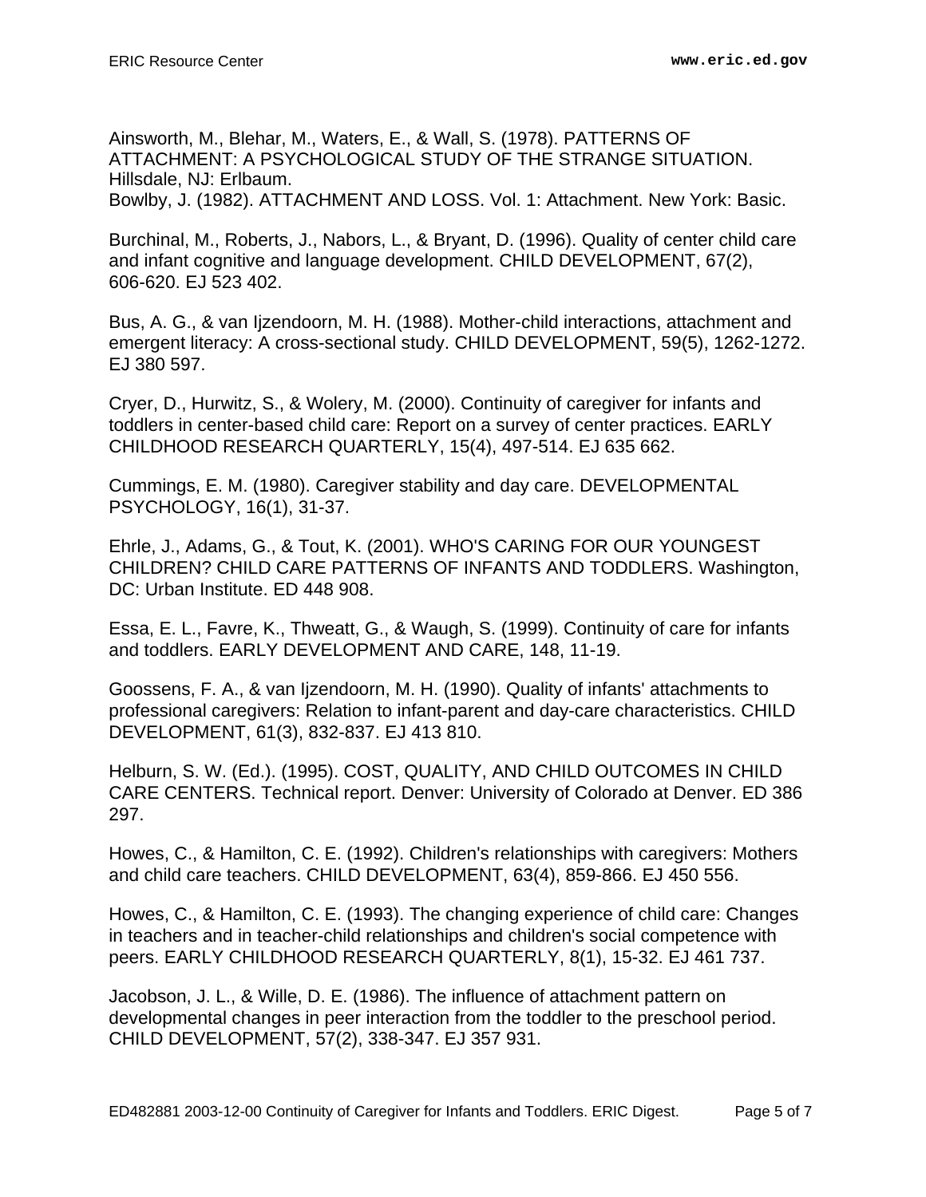Ainsworth, M., Blehar, M., Waters, E., & Wall, S. (1978). PATTERNS OF ATTACHMENT: A PSYCHOLOGICAL STUDY OF THE STRANGE SITUATION. Hillsdale, NJ: Erlbaum.

Bowlby, J. (1982). ATTACHMENT AND LOSS. Vol. 1: Attachment. New York: Basic.

Burchinal, M., Roberts, J., Nabors, L., & Bryant, D. (1996). Quality of center child care and infant cognitive and language development. CHILD DEVELOPMENT, 67(2), 606-620. EJ 523 402.

Bus, A. G., & van Ijzendoorn, M. H. (1988). Mother-child interactions, attachment and emergent literacy: A cross-sectional study. CHILD DEVELOPMENT, 59(5), 1262-1272. EJ 380 597.

Cryer, D., Hurwitz, S., & Wolery, M. (2000). Continuity of caregiver for infants and toddlers in center-based child care: Report on a survey of center practices. EARLY CHILDHOOD RESEARCH QUARTERLY, 15(4), 497-514. EJ 635 662.

Cummings, E. M. (1980). Caregiver stability and day care. DEVELOPMENTAL PSYCHOLOGY, 16(1), 31-37.

Ehrle, J., Adams, G., & Tout, K. (2001). WHO'S CARING FOR OUR YOUNGEST CHILDREN? CHILD CARE PATTERNS OF INFANTS AND TODDLERS. Washington, DC: Urban Institute. ED 448 908.

Essa, E. L., Favre, K., Thweatt, G., & Waugh, S. (1999). Continuity of care for infants and toddlers. EARLY DEVELOPMENT AND CARE, 148, 11-19.

Goossens, F. A., & van Ijzendoorn, M. H. (1990). Quality of infants' attachments to professional caregivers: Relation to infant-parent and day-care characteristics. CHILD DEVELOPMENT, 61(3), 832-837. EJ 413 810.

Helburn, S. W. (Ed.). (1995). COST, QUALITY, AND CHILD OUTCOMES IN CHILD CARE CENTERS. Technical report. Denver: University of Colorado at Denver. ED 386 297.

Howes, C., & Hamilton, C. E. (1992). Children's relationships with caregivers: Mothers and child care teachers. CHILD DEVELOPMENT, 63(4), 859-866. EJ 450 556.

Howes, C., & Hamilton, C. E. (1993). The changing experience of child care: Changes in teachers and in teacher-child relationships and children's social competence with peers. EARLY CHILDHOOD RESEARCH QUARTERLY, 8(1), 15-32. EJ 461 737.

Jacobson, J. L., & Wille, D. E. (1986). The influence of attachment pattern on developmental changes in peer interaction from the toddler to the preschool period. CHILD DEVELOPMENT, 57(2), 338-347. EJ 357 931.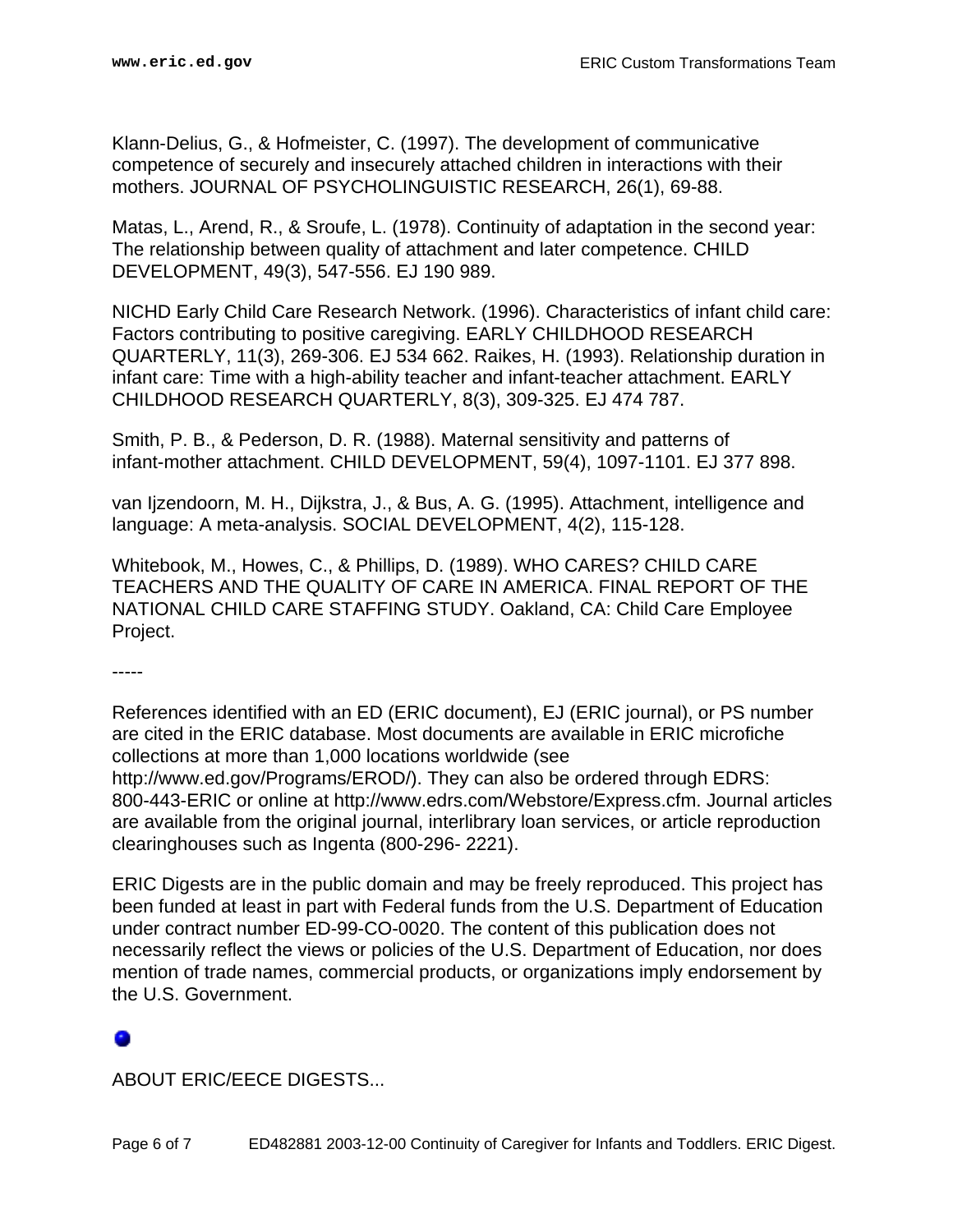Klann-Delius, G., & Hofmeister, C. (1997). The development of communicative competence of securely and insecurely attached children in interactions with their mothers. JOURNAL OF PSYCHOLINGUISTIC RESEARCH, 26(1), 69-88.

Matas, L., Arend, R., & Sroufe, L. (1978). Continuity of adaptation in the second year: The relationship between quality of attachment and later competence. CHILD DEVELOPMENT, 49(3), 547-556. EJ 190 989.

NICHD Early Child Care Research Network. (1996). Characteristics of infant child care: Factors contributing to positive caregiving. EARLY CHILDHOOD RESEARCH QUARTERLY, 11(3), 269-306. EJ 534 662. Raikes, H. (1993). Relationship duration in infant care: Time with a high-ability teacher and infant-teacher attachment. EARLY CHILDHOOD RESEARCH QUARTERLY, 8(3), 309-325. EJ 474 787.

Smith, P. B., & Pederson, D. R. (1988). Maternal sensitivity and patterns of infant-mother attachment. CHILD DEVELOPMENT, 59(4), 1097-1101. EJ 377 898.

van Ijzendoorn, M. H., Dijkstra, J., & Bus, A. G. (1995). Attachment, intelligence and language: A meta-analysis. SOCIAL DEVELOPMENT, 4(2), 115-128.

Whitebook, M., Howes, C., & Phillips, D. (1989). WHO CARES? CHILD CARE TEACHERS AND THE QUALITY OF CARE IN AMERICA. FINAL REPORT OF THE NATIONAL CHILD CARE STAFFING STUDY. Oakland, CA: Child Care Employee Project.

-----

References identified with an ED (ERIC document), EJ (ERIC journal), or PS number are cited in the ERIC database. Most documents are available in ERIC microfiche collections at more than 1,000 locations worldwide (see http://www.ed.gov/Programs/EROD/). They can also be ordered through EDRS: 800-443-ERIC or online at http://www.edrs.com/Webstore/Express.cfm. Journal articles are available from the original journal, interlibrary loan services, or article reproduction clearinghouses such as Ingenta (800-296- 2221).

ERIC Digests are in the public domain and may be freely reproduced. This project has been funded at least in part with Federal funds from the U.S. Department of Education under contract number ED-99-CO-0020. The content of this publication does not necessarily reflect the views or policies of the U.S. Department of Education, nor does mention of trade names, commercial products, or organizations imply endorsement by the U.S. Government.

ABOUT ERIC/EECE DIGESTS...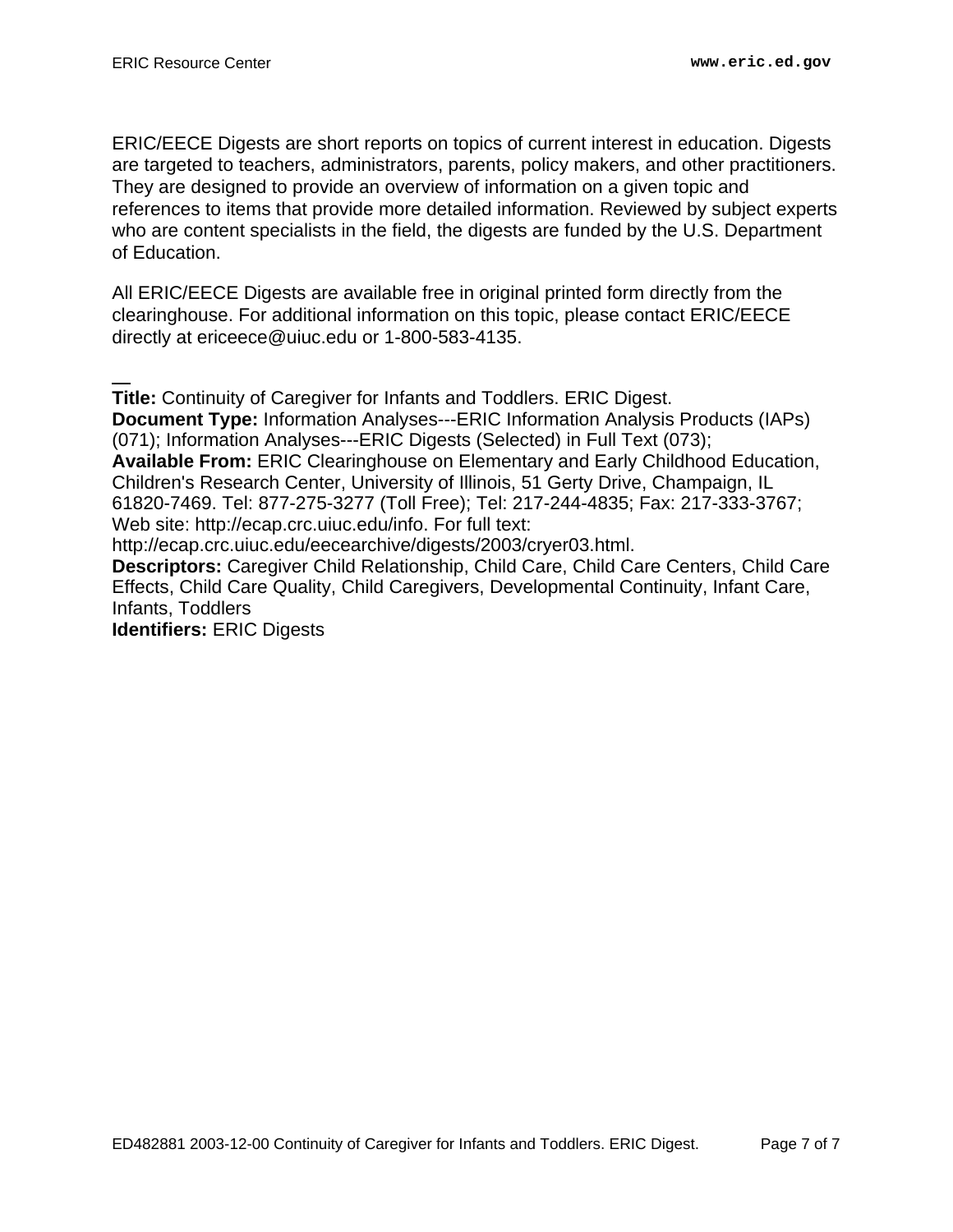ERIC/EECE Digests are short reports on topics of current interest in education. Digests are targeted to teachers, administrators, parents, policy makers, and other practitioners. They are designed to provide an overview of information on a given topic and references to items that provide more detailed information. Reviewed by subject experts who are content specialists in the field, the digests are funded by the U.S. Department of Education.

All ERIC/EECE Digests are available free in original printed form directly from the clearinghouse. For additional information on this topic, please contact ERIC/EECE directly at ericeece@uiuc.edu or 1-800-583-4135.

---

**Title:** Continuity of Caregiver for Infants and Toddlers. ERIC Digest.  
**Document Type:** Information Analyses---ERIC Information Analysis Products (IAPs) (071); Information Analyses---ERIC Digests (Selected) in Full Text (073);  
**Available From:** ERIC Clearinghouse on Elementary and Early Childhood Education, Children's Research Center, University of Illinois, 51 Gerty Drive, Champaign, IL 61820-7469. Tel: 877-275-3277 (Toll Free); Tel: 217-244-4835; Fax: 217-333-3767; Web site: http://ecap.crc.uiuc.edu/info. For full text: http://ecap.crc.uiuc.edu/eecearchive/digests/2003/cryer03.html.  
**Descriptors:** Caregiver Child Relationship, Child Care, Child Care Centers, Child Care Effects, Child Care Quality, Child Caregivers, Developmental Continuity, Infant Care, Infants, Toddlers  
**Identifiers:** ERIC Digests